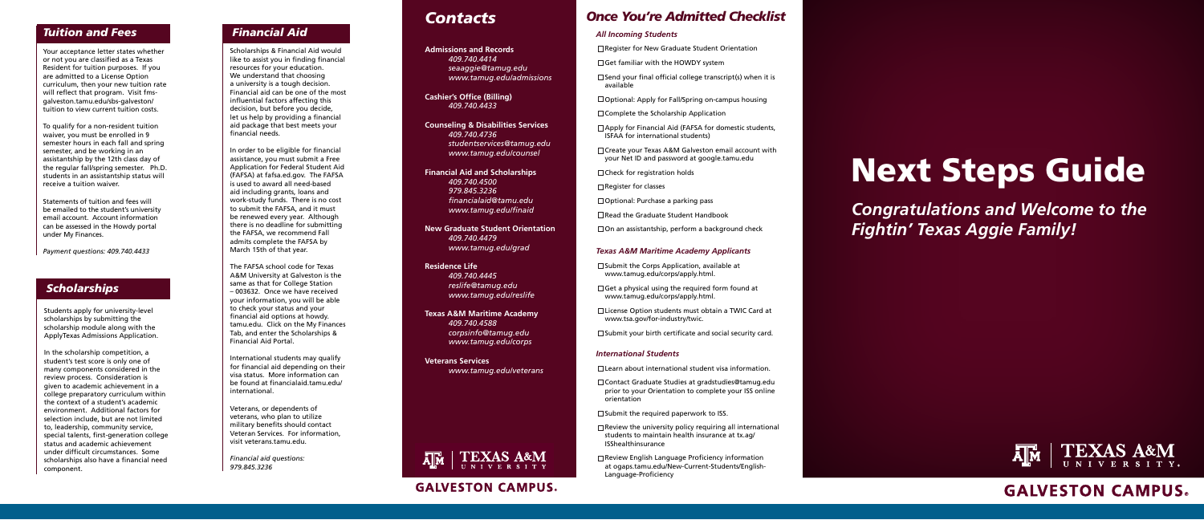## Tuition and Fees

Your acceptance letter states whether or not you are classified as a Texas Resident for tuition purposes. If you are admitted to a License Option curriculum, then your new tuition rate will reflect that program. Visit fms-galveston.tamu.edu/sbs-galveston/tuition to view current tuition costs.

To qualify for a non-resident tuition waiver, you must be enrolled in 9 semester hours in each fall and spring semester, and be working in an assistantship by the 12th class day of the regular fall/spring semester. Ph.D. students in an assistantship status will receive a tuition waiver.

Statements of tuition and fees will be emailed to the student's university email account. Account information can be assessed in the Howdy portal under My Finances.

*Payment questions: 409.740.4433*

## Scholarships

Students apply for university-level scholarships by submitting the scholarship module along with the ApplyTexas Admissions Application.

In the scholarship competition, a student's test score is only one of many components considered in the review process. Consideration is given to academic achievement in a college preparatory curriculum within the context of a student's academic environment. Additional factors for selection include, but are not limited to, leadership, community service, special talents, first-generation college status and academic achievement under difficult circumstances. Some scholarships also have a financial need component.

## Financial Aid

Scholarships & Financial Aid would like to assist you in finding financial resources for your education. We understand that choosing a university is a tough decision. Financial aid can be one of the most influential factors affecting this decision, but before you decide, let us help by providing a financial aid package that best meets your financial needs.

In order to be eligible for financial assistance, you must submit a Free Application for Federal Student Aid (FAFSA) at fafsa.ed.gov. The FAFSA is used to award all need-based aid including grants, loans and work-study funds. There is no cost to submit the FAFSA, and it must be renewed every year. Although there is no deadline for submitting the FAFSA, we recommend Fall admits complete the FAFSA by March 15th of that year.

The FAFSA school code for Texas A&M University at Galveston is the same as that for College Station – 003632. Once we have received your information, you will be able to check your status and your financial aid options at howdy.tamu.edu. Click on the My Finances Tab, and enter the Scholarships & Financial Aid Portal.

International students may qualify for financial aid depending on their visa status. More information can be found at financialaid.tamu.edu/international.

Veterans, or dependents of veterans, who plan to utilize military benefits should contact Veteran Services. For information, visit veterans.tamu.edu.

*Financial aid questions: 979.845.3236*

## Contacts

**Admissions and Records**
*409.740.4414*
*seaaggie@tamug.edu*
*www.tamug.edu/admissions*

**Cashier's Office (Billing)**
*409.740.4433*

**Counseling & Disabilities Services**
*409.740.4736*
*studentservices@tamug.edu*
*www.tamug.edu/counsel*

**Financial Aid and Scholarships**
*409.740.4500*
*979.845.3236*
*financialaid@tamu.edu*
*www.tamug.edu/finaid*

**New Graduate Student Orientation**
*409.740.4479*
*www.tamug.edu/grad*

**Residence Life**
*409.740.4445*
*reslife@tamug.edu*
*www.tamug.edu/reslife*

**Texas A&M Maritime Academy**
*409.740.4588*
*corpsinfo@tamug.edu*
*www.tamug.edu/corps*

**Veterans Services**
*www.tamug.edu/veterans*

TEXAS A&M UNIVERSITY
GALVESTON CAMPUS.

## Once You're Admitted Checklist

### *All Incoming Students*

- ☐ Register for New Graduate Student Orientation
- ☐ Get familiar with the HOWDY system
- ☐ Send your final official college transcript(s) when it is available
- ☐ Optional: Apply for Fall/Spring on-campus housing
- ☐ Complete the Scholarship Application
- ☐ Apply for Financial Aid (FAFSA for domestic students, ISFAA for international students)
- ☐ Create your Texas A&M Galveston email account with your Net ID and password at google.tamu.edu
- ☐ Check for registration holds
- ☐ Register for classes
- ☐ Optional: Purchase a parking pass
- ☐ Read the Graduate Student Handbook
- ☐ On an assistantship, perform a background check

### *Texas A&M Maritime Academy Applicants*

- ☐ Submit the Corps Application, available at www.tamug.edu/corps/apply.html.
- ☐ Get a physical using the required form found at www.tamug.edu/corps/apply.html.
- ☐ License Option students must obtain a TWIC Card at www.tsa.gov/for-industry/twic.
- ☐ Submit your birth certificate and social security card.

### *International Students*

- ☐ Learn about international student visa information.
- ☐ Contact Graduate Studies at gradstudies@tamug.edu prior to your Orientation to complete your ISS online orientation
- ☐ Submit the required paperwork to ISS.
- ☐ Review the university policy requiring all international students to maintain health insurance at tx.ag/ISShealthinsurance
- ☐ Review English Language Proficiency information at ogaps.tamu.edu/New-Current-Students/English-Language-Proficiency

# Next Steps Guide

*Congratulations and Welcome to the Fightin' Texas Aggie Family!*

TEXAS A&M UNIVERSITY
GALVESTON CAMPUS.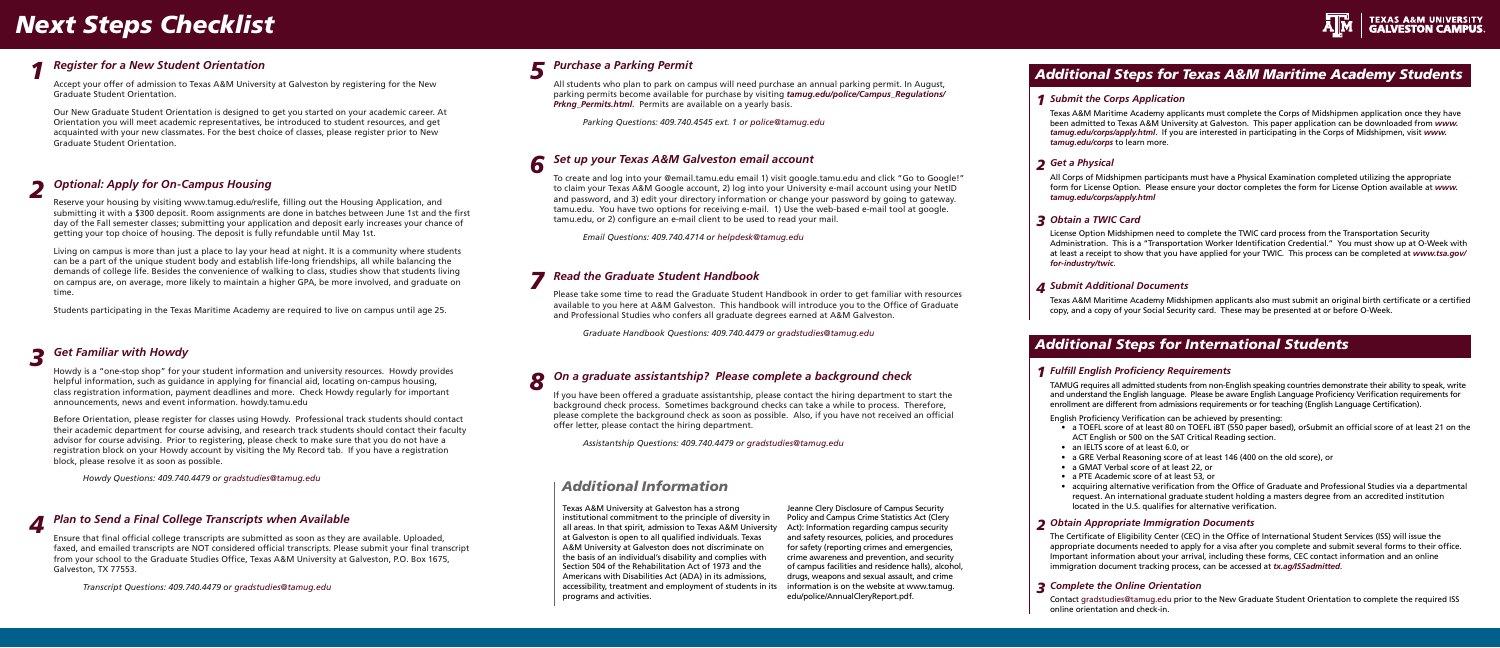# Next Steps Checklist

## 1 Register for a New Student Orientation

Accept your offer of admission to Texas A&M University at Galveston by registering for the New Graduate Student Orientation.

Our New Graduate Student Orientation is designed to get you started on your academic career. At Orientation you will meet academic representatives, be introduced to student resources, and get acquainted with your new classmates. For the best choice of classes, please register prior to New Graduate Student Orientation.

## 2 Optional: Apply for On-Campus Housing

Reserve your housing by visiting www.tamug.edu/reslife, filling out the Housing Application, and submitting it with a $300 deposit. Room assignments are done in batches between June 1st and the first day of the Fall semester classes; submitting your application and deposit early increases your chance of getting your top choice of housing. The deposit is fully refundable until May 1st.

Living on campus is more than just a place to lay your head at night. It is a community where students can be a part of the unique student body and establish life-long friendships, all while balancing the demands of college life. Besides the convenience of walking to class, studies show that students living on campus are, on average, more likely to maintain a higher GPA, be more involved, and graduate on time.

Students participating in the Texas Maritime Academy are required to live on campus until age 25.

## 3 Get Familiar with Howdy

Howdy is a "one-stop shop" for your student information and university resources. Howdy provides helpful information, such as guidance in applying for financial aid, locating on-campus housing, class registration information, payment deadlines and more. Check Howdy regularly for important announcements, news and event information. howdy.tamu.edu

Before Orientation, please register for classes using Howdy. Professional track students should contact their academic department for course advising, and research track students should contact their faculty advisor for course advising. Prior to registering, please check to make sure that you do not have a registration block on your Howdy account by visiting the My Record tab. If you have a registration block, please resolve it as soon as possible.

*Howdy Questions: 409.740.4479 or gradstudies@tamug.edu*

## 4 Plan to Send a Final College Transcripts when Available

Ensure that final official college transcripts are submitted as soon as they are available. Uploaded, faxed, and emailed transcripts are NOT considered official transcripts. Please submit your final transcript from your school to the Graduate Studies Office, Texas A&M University at Galveston, P.O. Box 1675, Galveston, TX 77553.

*Transcript Questions: 409.740.4479 or gradstudies@tamug.edu*

## 5 Purchase a Parking Permit

All students who plan to park on campus will need purchase an annual parking permit. In August, parking permits become available for purchase by visiting ***tamug.edu/police/Campus_Regulations/Prkng_Permits.html***. Permits are available on a yearly basis.

*Parking Questions: 409.740.4545 ext. 1 or police@tamug.edu*

## 6 Set up your Texas A&M Galveston email account

To create and log into your @email.tamu.edu email 1) visit google.tamu.edu and click "Go to Google!" to claim your Texas A&M Google account, 2) log into your University e-mail account using your NetID and password, and 3) edit your directory information or change your password by going to gateway.tamu.edu. You have two options for receiving e-mail. 1) Use the web-based e-mail tool at google.tamu.edu, or 2) configure an e-mail client to be used to read your mail.

*Email Questions: 409.740.4714 or helpdesk@tamug.edu*

## 7 Read the Graduate Student Handbook

Please take some time to read the Graduate Student Handbook in order to get familiar with resources available to you here at A&M Galveston. This handbook will introduce you to the Office of Graduate and Professional Studies who confers all graduate degrees earned at A&M Galveston.

*Graduate Handbook Questions: 409.740.4479 or gradstudies@tamug.edu*

## 8 On a graduate assistantship? Please complete a background check

If you have been offered a graduate assistantship, please contact the hiring department to start the background check process. Sometimes background checks can take a while to process. Therefore, please complete the background check as soon as possible. Also, if you have not received an official offer letter, please contact the hiring department.

*Assistantship Questions: 409.740.4479 or gradstudies@tamug.edu*

## Additional Information

Texas A&M University at Galveston has a strong institutional commitment to the principle of diversity in all areas. In that spirit, admission to Texas A&M University at Galveston is open to all qualified individuals. Texas A&M University at Galveston does not discriminate on the basis of an individual's disability and complies with Section 504 of the Rehabilitation Act of 1973 and the Americans with Disabilities Act (ADA) in its admissions, accessibility, treatment and employment of students in its programs and activities.

Jeanne Clery Disclosure of Campus Security Policy and Campus Crime Statistics Act (Clery Act): Information regarding campus security and safety resources, policies, and procedures for safety (reporting crimes and emergencies, crime awareness and prevention, and security of campus facilities and residence halls), alcohol, drugs, weapons and sexual assault, and crime information is on the website at www.tamug.edu/police/AnnualCleryReport.pdf.

## Additional Steps for Texas A&M Maritime Academy Students

### 1 Submit the Corps Application

Texas A&M Maritime Academy applicants must complete the Corps of Midshipmen application once they have been admitted to Texas A&M University at Galveston. This paper application can be downloaded from ***www.tamug.edu/corps/apply.html***. If you are interested in participating in the Corps of Midshipmen, visit ***www.tamug.edu/corps*** to learn more.

### 2 Get a Physical

All Corps of Midshipmen participants must have a Physical Examination completed utilizing the appropriate form for License Option. Please ensure your doctor completes the form for License Option available at ***www.tamug.edu/corps/apply.html***

### 3 Obtain a TWIC Card

License Option Midshipmen need to complete the TWIC card process from the Transportation Security Administration. This is a "Transportation Worker Identification Credential." You must show up at O-Week with at least a receipt to show that you have applied for your TWIC. This process can be completed at ***www.tsa.gov/for-industry/twic***.

### 4 Submit Additional Documents

Texas A&M Maritime Academy Midshipmen applicants also must submit an original birth certificate or a certified copy, and a copy of your Social Security card. These may be presented at or before O-Week.

## Additional Steps for International Students

### 1 Fulfill English Proficiency Requirements

TAMUG requires all admitted students from non-English speaking countries demonstrate their ability to speak, write and understand the English language. Please be aware English Language Proficiency Verification requirements for enrollment are different from admissions requirements or for teaching (English Language Certification).

English Proficiency Verification can be achieved by presenting:

- a TOEFL score of at least 80 on TOEFL iBT (550 paper based), orSubmit an official score of at least 21 on the ACT English or 500 on the SAT Critical Reading section.
- an IELTS score of at least 6.0, or
- a GRE Verbal Reasoning score of at least 146 (400 on the old score), or
- a GMAT Verbal score of at least 22, or
- a PTE Academic score of at least 53, or
- acquiring alternative verification from the Office of Graduate and Professional Studies via a departmental request. An international graduate student holding a masters degree from an accredited institution located in the U.S. qualifies for alternative verification.

### 2 Obtain Appropriate Immigration Documents

The Certificate of Eligibility Center (CEC) in the Office of International Student Services (ISS) will issue the appropriate documents needed to apply for a visa after you complete and submit several forms to their office. Important information about your arrival, including these forms, CEC contact information and an online immigration document tracking process, can be accessed at ***tx.ag/ISSadmitted***.

### 3 Complete the Online Orientation

Contact gradstudies@tamug.edu prior to the New Graduate Student Orientation to complete the required ISS online orientation and check-in.